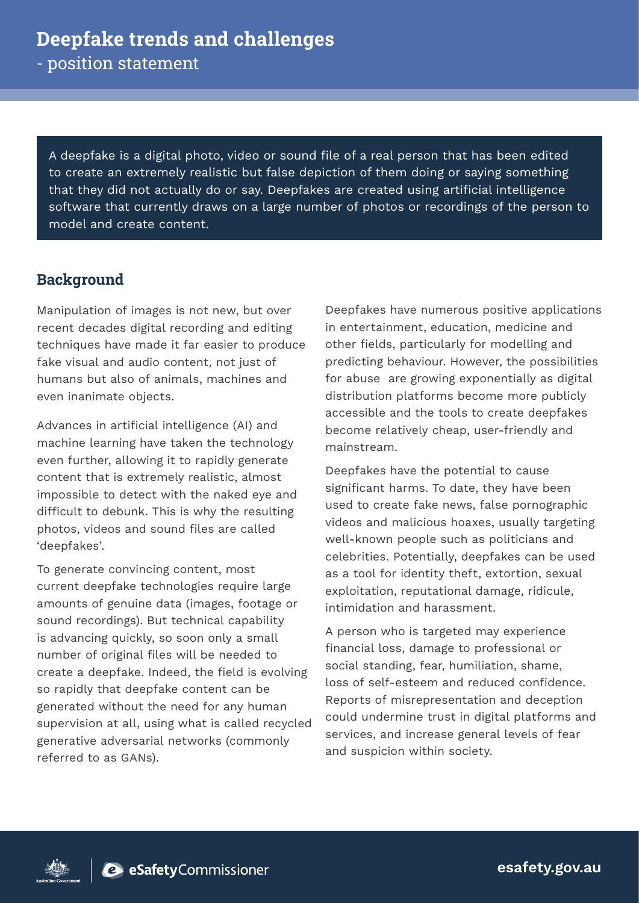# Deepfake trends and challenges

- position statement

A deepfake is a digital photo, video or sound file of a real person that has been edited to create an extremely realistic but false depiction of them doing or saying something that they did not actually do or say. Deepfakes are created using artificial intelligence software that currently draws on a large number of photos or recordings of the person to model and create content.

## Background

Manipulation of images is not new, but over recent decades digital recording and editing techniques have made it far easier to produce fake visual and audio content, not just of humans but also of animals, machines and even inanimate objects.

Advances in artificial intelligence (AI) and machine learning have taken the technology even further, allowing it to rapidly generate content that is extremely realistic, almost impossible to detect with the naked eye and difficult to debunk. This is why the resulting photos, videos and sound files are called 'deepfakes'.

To generate convincing content, most current deepfake technologies require large amounts of genuine data (images, footage or sound recordings). But technical capability is advancing quickly, so soon only a small number of original files will be needed to create a deepfake. Indeed, the field is evolving so rapidly that deepfake content can be generated without the need for any human supervision at all, using what is called recycled generative adversarial networks (commonly referred to as GANs).

Deepfakes have numerous positive applications in entertainment, education, medicine and other fields, particularly for modelling and predicting behaviour. However, the possibilities for abuse are growing exponentially as digital distribution platforms become more publicly accessible and the tools to create deepfakes become relatively cheap, user-friendly and mainstream.

Deepfakes have the potential to cause significant harms. To date, they have been used to create fake news, false pornographic videos and malicious hoaxes, usually targeting well-known people such as politicians and celebrities. Potentially, deepfakes can be used as a tool for identity theft, extortion, sexual exploitation, reputational damage, ridicule, intimidation and harassment.

A person who is targeted may experience financial loss, damage to professional or social standing, fear, humiliation, shame, loss of self-esteem and reduced confidence. Reports of misrepresentation and deception could undermine trust in digital platforms and services, and increase general levels of fear and suspicion within society.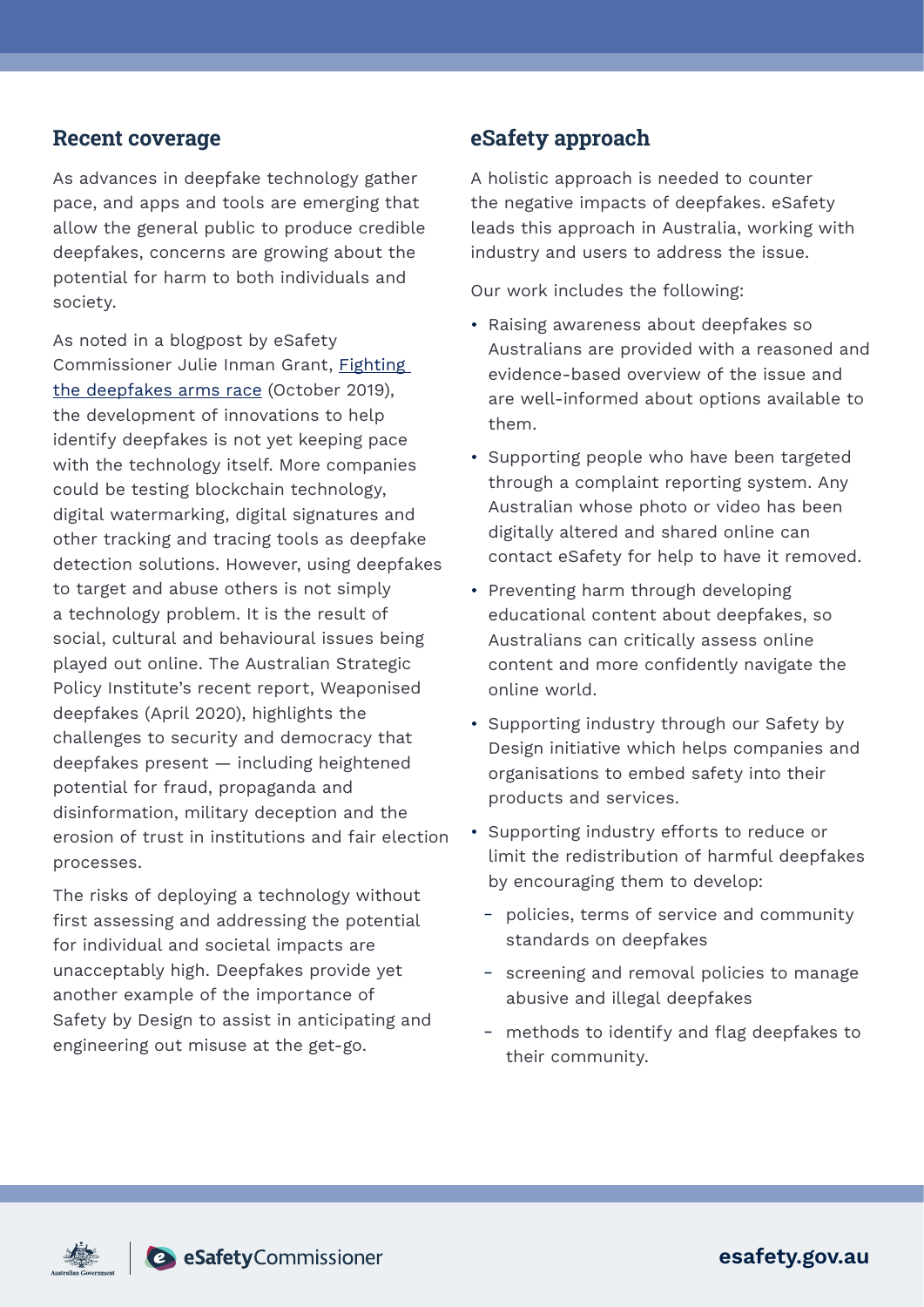## Recent coverage

As advances in deepfake technology gather pace, and apps and tools are emerging that allow the general public to produce credible deepfakes, concerns are growing about the potential for harm to both individuals and society.

As noted in a blogpost by eSafety Commissioner Julie Inman Grant, [Fighting the deepfakes arms race](#) (October 2019), the development of innovations to help identify deepfakes is not yet keeping pace with the technology itself. More companies could be testing blockchain technology, digital watermarking, digital signatures and other tracking and tracing tools as deepfake detection solutions. However, using deepfakes to target and abuse others is not simply a technology problem. It is the result of social, cultural and behavioural issues being played out online. The Australian Strategic Policy Institute's recent report, Weaponised deepfakes (April 2020), highlights the challenges to security and democracy that deepfakes present — including heightened potential for fraud, propaganda and disinformation, military deception and the erosion of trust in institutions and fair election processes.

The risks of deploying a technology without first assessing and addressing the potential for individual and societal impacts are unacceptably high. Deepfakes provide yet another example of the importance of Safety by Design to assist in anticipating and engineering out misuse at the get-go.

## eSafety approach

A holistic approach is needed to counter the negative impacts of deepfakes. eSafety leads this approach in Australia, working with industry and users to address the issue.

Our work includes the following:

- Raising awareness about deepfakes so Australians are provided with a reasoned and evidence-based overview of the issue and are well-informed about options available to them.
- Supporting people who have been targeted through a complaint reporting system. Any Australian whose photo or video has been digitally altered and shared online can contact eSafety for help to have it removed.
- Preventing harm through developing educational content about deepfakes, so Australians can critically assess online content and more confidently navigate the online world.
- Supporting industry through our Safety by Design initiative which helps companies and organisations to embed safety into their products and services.
- Supporting industry efforts to reduce or limit the redistribution of harmful deepfakes by encouraging them to develop:
  - policies, terms of service and community standards on deepfakes
  - screening and removal policies to manage abusive and illegal deepfakes
  - methods to identify and flag deepfakes to their community.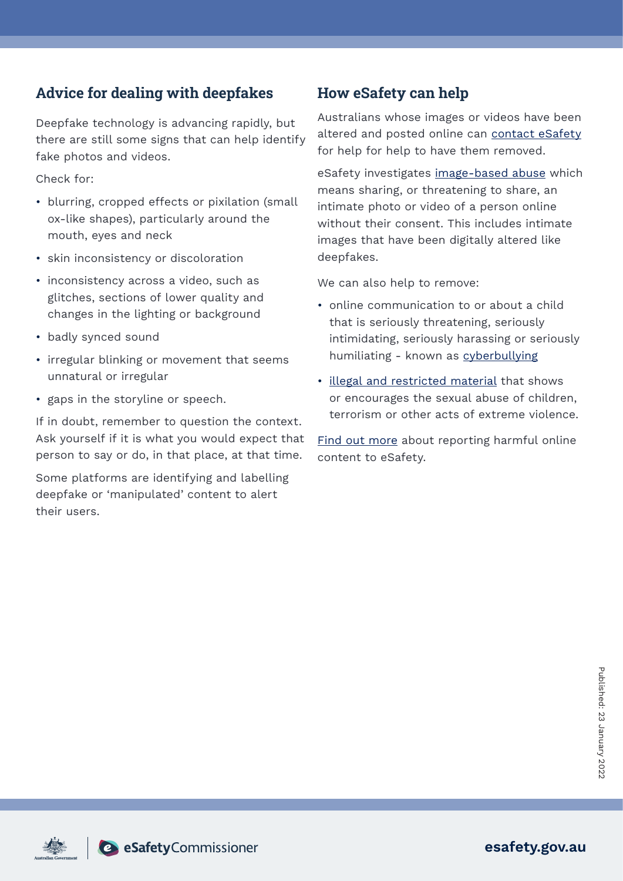## Advice for dealing with deepfakes

Deepfake technology is advancing rapidly, but there are still some signs that can help identify fake photos and videos.

Check for:

- blurring, cropped effects or pixilation (small ox-like shapes), particularly around the mouth, eyes and neck
- skin inconsistency or discoloration
- inconsistency across a video, such as glitches, sections of lower quality and changes in the lighting or background
- badly synced sound
- irregular blinking or movement that seems unnatural or irregular
- gaps in the storyline or speech.

If in doubt, remember to question the context. Ask yourself if it is what you would expect that person to say or do, in that place, at that time.

Some platforms are identifying and labelling deepfake or 'manipulated' content to alert their users.

## How eSafety can help

Australians whose images or videos have been altered and posted online can contact eSafety for help for help to have them removed.

eSafety investigates image-based abuse which means sharing, or threatening to share, an intimate photo or video of a person online without their consent. This includes intimate images that have been digitally altered like deepfakes.

We can also help to remove:

- online communication to or about a child that is seriously threatening, seriously intimidating, seriously harassing or seriously humiliating - known as cyberbullying
- illegal and restricted material that shows or encourages the sexual abuse of children, terrorism or other acts of extreme violence.

Find out more about reporting harmful online content to eSafety.

Published: 23 January 2022